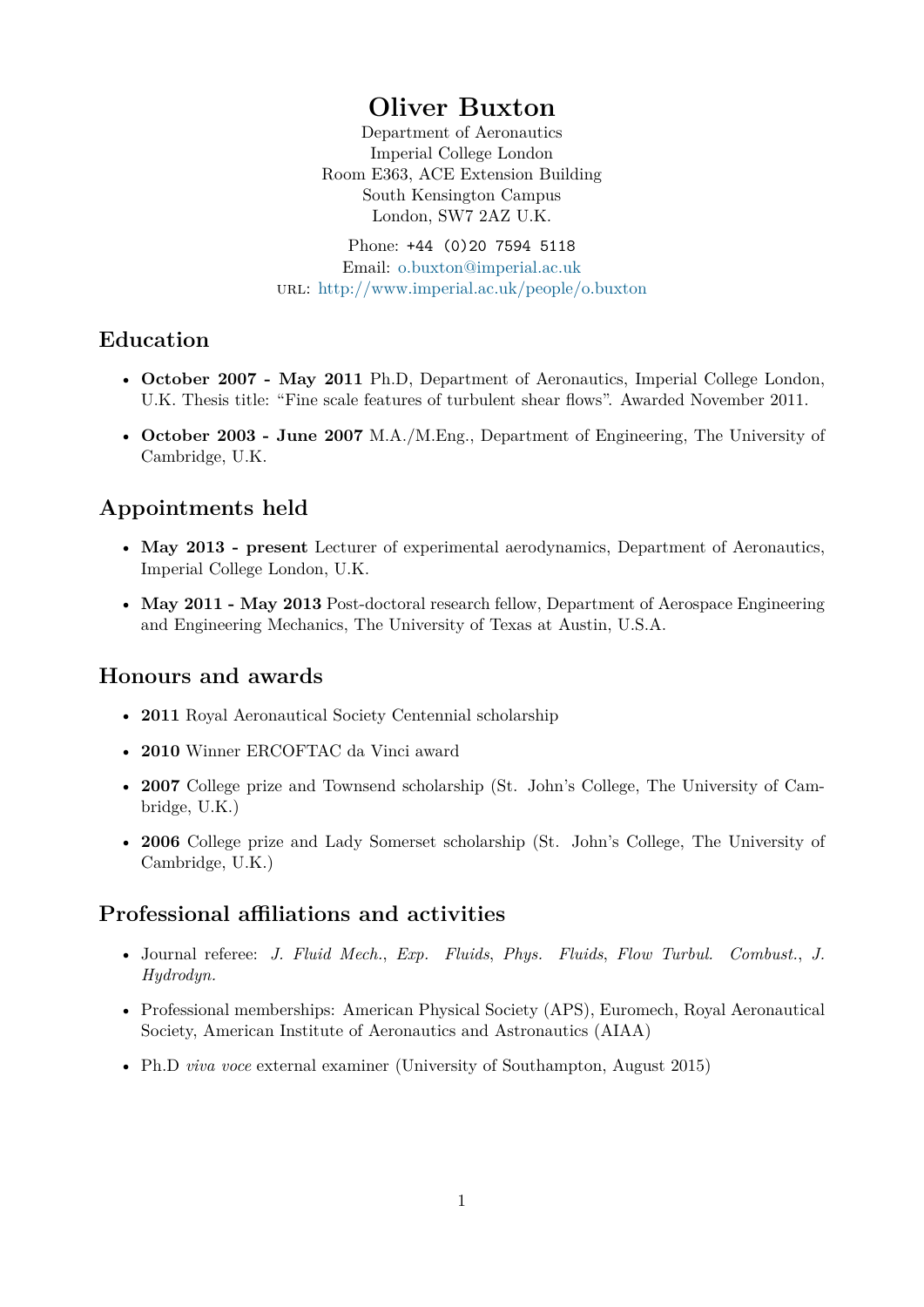# Oliver Buxton

Department of Aeronautics
Imperial College London
Room E363, ACE Extension Building
South Kensington Campus
London, SW7 2AZ U.K.

Phone: +44 (0)20 7594 5118
Email: o.buxton@imperial.ac.uk
URL: http://www.imperial.ac.uk/people/o.buxton

## Education

- **October 2007 - May 2011** Ph.D, Department of Aeronautics, Imperial College London, U.K. Thesis title: "Fine scale features of turbulent shear flows". Awarded November 2011.
- **October 2003 - June 2007** M.A./M.Eng., Department of Engineering, The University of Cambridge, U.K.

## Appointments held

- **May 2013 - present** Lecturer of experimental aerodynamics, Department of Aeronautics, Imperial College London, U.K.
- **May 2011 - May 2013** Post-doctoral research fellow, Department of Aerospace Engineering and Engineering Mechanics, The University of Texas at Austin, U.S.A.

## Honours and awards

- **2011** Royal Aeronautical Society Centennial scholarship
- **2010** Winner ERCOFTAC da Vinci award
- **2007** College prize and Townsend scholarship (St. John's College, The University of Cambridge, U.K.)
- **2006** College prize and Lady Somerset scholarship (St. John's College, The University of Cambridge, U.K.)

## Professional affiliations and activities

- Journal referee: *J. Fluid Mech.*, *Exp. Fluids*, *Phys. Fluids*, *Flow Turbul. Combust.*, *J. Hydrodyn.*
- Professional memberships: American Physical Society (APS), Euromech, Royal Aeronautical Society, American Institute of Aeronautics and Astronautics (AIAA)
- Ph.D *viva voce* external examiner (University of Southampton, August 2015)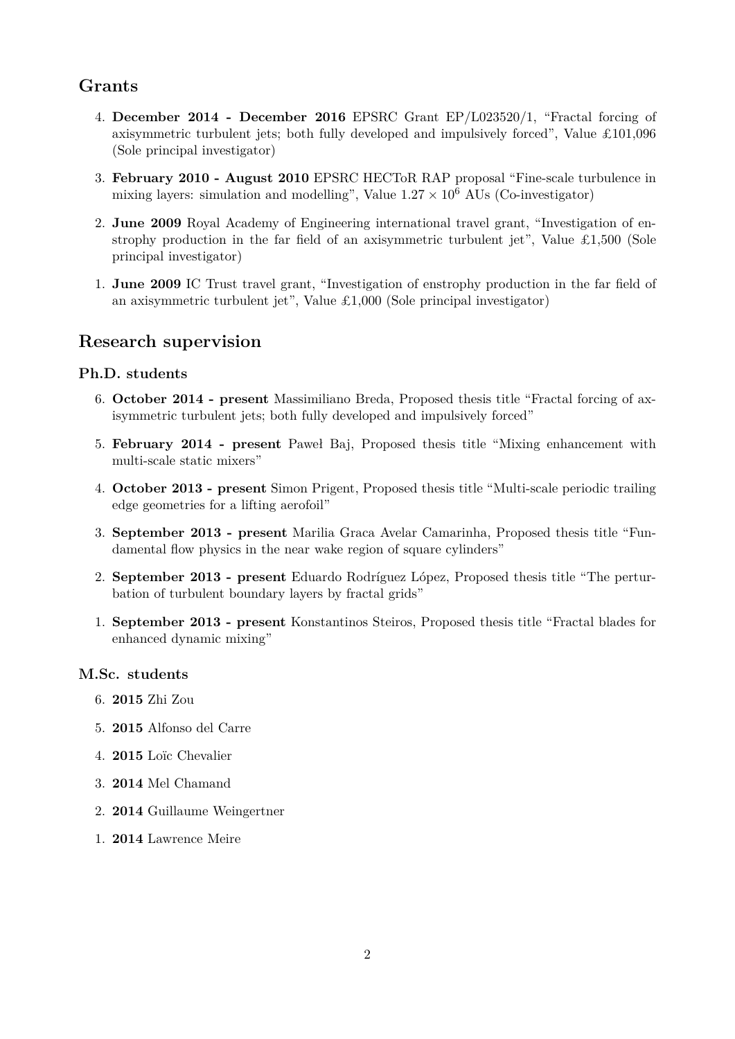## Grants

4. **December 2014 - December 2016** EPSRC Grant EP/L023520/1, "Fractal forcing of axisymmetric turbulent jets; both fully developed and impulsively forced", Value £101,096 (Sole principal investigator)

3. **February 2010 - August 2010** EPSRC HECToR RAP proposal "Fine-scale turbulence in mixing layers: simulation and modelling", Value $1.27 \times 10^6$ AUs (Co-investigator)

2. **June 2009** Royal Academy of Engineering international travel grant, "Investigation of enstrophy production in the far field of an axisymmetric turbulent jet", Value £1,500 (Sole principal investigator)

1. **June 2009** IC Trust travel grant, "Investigation of enstrophy production in the far field of an axisymmetric turbulent jet", Value £1,000 (Sole principal investigator)

## Research supervision

### Ph.D. students

6. **October 2014 - present** Massimiliano Breda, Proposed thesis title "Fractal forcing of axisymmetric turbulent jets; both fully developed and impulsively forced"

5. **February 2014 - present** Paweł Baj, Proposed thesis title "Mixing enhancement with multi-scale static mixers"

4. **October 2013 - present** Simon Prigent, Proposed thesis title "Multi-scale periodic trailing edge geometries for a lifting aerofoil"

3. **September 2013 - present** Marilia Graca Avelar Camarinha, Proposed thesis title "Fundamental flow physics in the near wake region of square cylinders"

2. **September 2013 - present** Eduardo Rodríguez López, Proposed thesis title "The perturbation of turbulent boundary layers by fractal grids"

1. **September 2013 - present** Konstantinos Steiros, Proposed thesis title "Fractal blades for enhanced dynamic mixing"

### M.Sc. students

6. **2015** Zhi Zou

5. **2015** Alfonso del Carre

4. **2015** Loïc Chevalier

3. **2014** Mel Chamand

2. **2014** Guillaume Weingertner

1. **2014** Lawrence Meire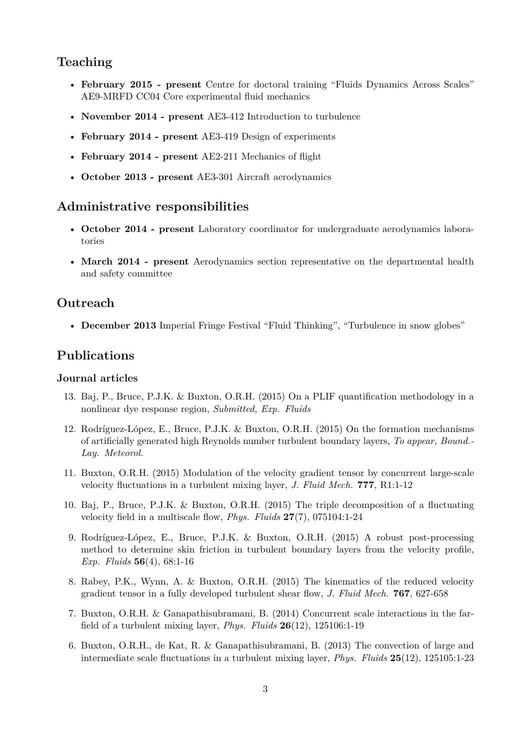## Teaching

- **February 2015 - present** Centre for doctoral training "Fluids Dynamics Across Scales" AE9-MRFD CC04 Core experimental fluid mechanics
- **November 2014 - present** AE3-412 Introduction to turbulence
- **February 2014 - present** AE3-419 Design of experiments
- **February 2014 - present** AE2-211 Mechanics of flight
- **October 2013 - present** AE3-301 Aircraft aerodynamics

## Administrative responsibilities

- **October 2014 - present** Laboratory coordinator for undergraduate aerodynamics laboratories
- **March 2014 - present** Aerodynamics section representative on the departmental health and safety committee

## Outreach

- **December 2013** Imperial Fringe Festival "Fluid Thinking", "Turbulence in snow globes"

## Publications

### Journal articles

13. Baj, P., Bruce, P.J.K. & Buxton, O.R.H. (2015) On a PLIF quantification methodology in a nonlinear dye response region, *Submitted, Exp. Fluids*

12. Rodríguez-López, E., Bruce, P.J.K. & Buxton, O.R.H. (2015) On the formation mechanisms of artificially generated high Reynolds number turbulent boundary layers, *To appear, Bound.-Lay. Meteorol.*

11. Buxton, O.R.H. (2015) Modulation of the velocity gradient tensor by concurrent large-scale velocity fluctuations in a turbulent mixing layer, *J. Fluid Mech.* **777**, R1:1-12

10. Baj, P., Bruce, P.J.K. & Buxton, O.R.H. (2015) The triple decomposition of a fluctuating velocity field in a multiscale flow, *Phys. Fluids* **27**(7), 075104:1-24

9. Rodríguez-López, E., Bruce, P.J.K. & Buxton, O.R.H. (2015) A robust post-processing method to determine skin friction in turbulent boundary layers from the velocity profile, *Exp. Fluids* **56**(4), 68:1-16

8. Rabey, P.K., Wynn, A. & Buxton, O.R.H. (2015) The kinematics of the reduced velocity gradient tensor in a fully developed turbulent shear flow, *J. Fluid Mech.* **767**, 627-658

7. Buxton, O.R.H. & Ganapathisubramani, B. (2014) Concurrent scale interactions in the far-field of a turbulent mixing layer, *Phys. Fluids* **26**(12), 125106:1-19

6. Buxton, O.R.H., de Kat, R. & Ganapathisubramani, B. (2013) The convection of large and intermediate scale fluctuations in a turbulent mixing layer, *Phys. Fluids* **25**(12), 125105:1-23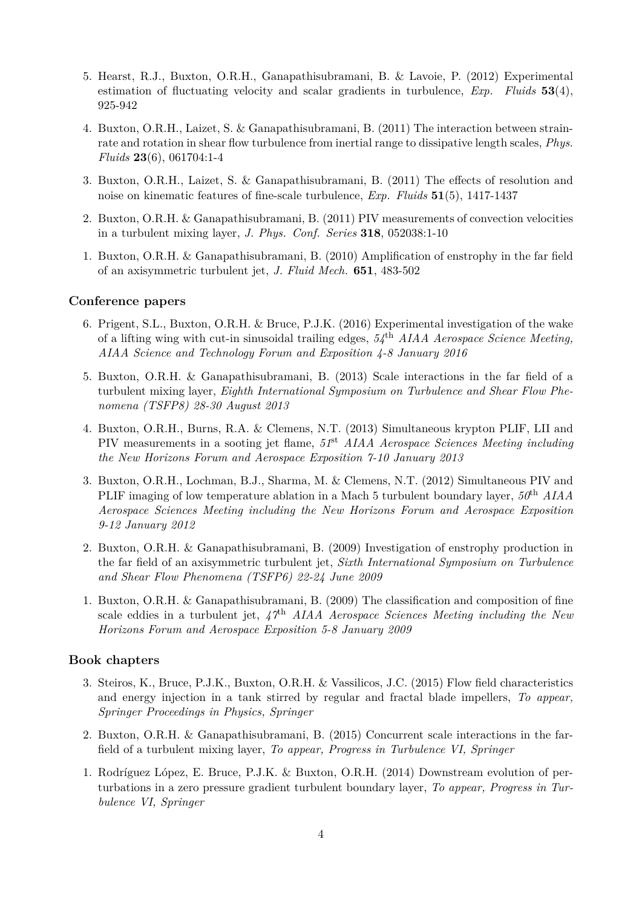5. Hearst, R.J., Buxton, O.R.H., Ganapathisubramani, B. & Lavoie, P. (2012) Experimental estimation of fluctuating velocity and scalar gradients in turbulence, *Exp. Fluids* **53**(4), 925-942

4. Buxton, O.R.H., Laizet, S. & Ganapathisubramani, B. (2011) The interaction between strain-rate and rotation in shear flow turbulence from inertial range to dissipative length scales, *Phys. Fluids* **23**(6), 061704:1-4

3. Buxton, O.R.H., Laizet, S. & Ganapathisubramani, B. (2011) The effects of resolution and noise on kinematic features of fine-scale turbulence, *Exp. Fluids* **51**(5), 1417-1437

2. Buxton, O.R.H. & Ganapathisubramani, B. (2011) PIV measurements of convection velocities in a turbulent mixing layer, *J. Phys. Conf. Series* **318**, 052038:1-10

1. Buxton, O.R.H. & Ganapathisubramani, B. (2010) Amplification of enstrophy in the far field of an axisymmetric turbulent jet, *J. Fluid Mech.* **651**, 483-502

### Conference papers

6. Prigent, S.L., Buxton, O.R.H. & Bruce, P.J.K. (2016) Experimental investigation of the wake of a lifting wing with cut-in sinusoidal trailing edges, *54th AIAA Aerospace Science Meeting, AIAA Science and Technology Forum and Exposition 4-8 January 2016*

5. Buxton, O.R.H. & Ganapathisubramani, B. (2013) Scale interactions in the far field of a turbulent mixing layer, *Eighth International Symposium on Turbulence and Shear Flow Phenomena (TSFP8) 28-30 August 2013*

4. Buxton, O.R.H., Burns, R.A. & Clemens, N.T. (2013) Simultaneous krypton PLIF, LII and PIV measurements in a sooting jet flame, *51st AIAA Aerospace Sciences Meeting including the New Horizons Forum and Aerospace Exposition 7-10 January 2013*

3. Buxton, O.R.H., Lochman, B.J., Sharma, M. & Clemens, N.T. (2012) Simultaneous PIV and PLIF imaging of low temperature ablation in a Mach 5 turbulent boundary layer, *50th AIAA Aerospace Sciences Meeting including the New Horizons Forum and Aerospace Exposition 9-12 January 2012*

2. Buxton, O.R.H. & Ganapathisubramani, B. (2009) Investigation of enstrophy production in the far field of an axisymmetric turbulent jet, *Sixth International Symposium on Turbulence and Shear Flow Phenomena (TSFP6) 22-24 June 2009*

1. Buxton, O.R.H. & Ganapathisubramani, B. (2009) The classification and composition of fine scale eddies in a turbulent jet, *47th AIAA Aerospace Sciences Meeting including the New Horizons Forum and Aerospace Exposition 5-8 January 2009*

### Book chapters

3. Steiros, K., Bruce, P.J.K., Buxton, O.R.H. & Vassilicos, J.C. (2015) Flow field characteristics and energy injection in a tank stirred by regular and fractal blade impellers, *To appear, Springer Proceedings in Physics, Springer*

2. Buxton, O.R.H. & Ganapathisubramani, B. (2015) Concurrent scale interactions in the far-field of a turbulent mixing layer, *To appear, Progress in Turbulence VI, Springer*

1. Rodríguez López, E. Bruce, P.J.K. & Buxton, O.R.H. (2014) Downstream evolution of perturbations in a zero pressure gradient turbulent boundary layer, *To appear, Progress in Turbulence VI, Springer*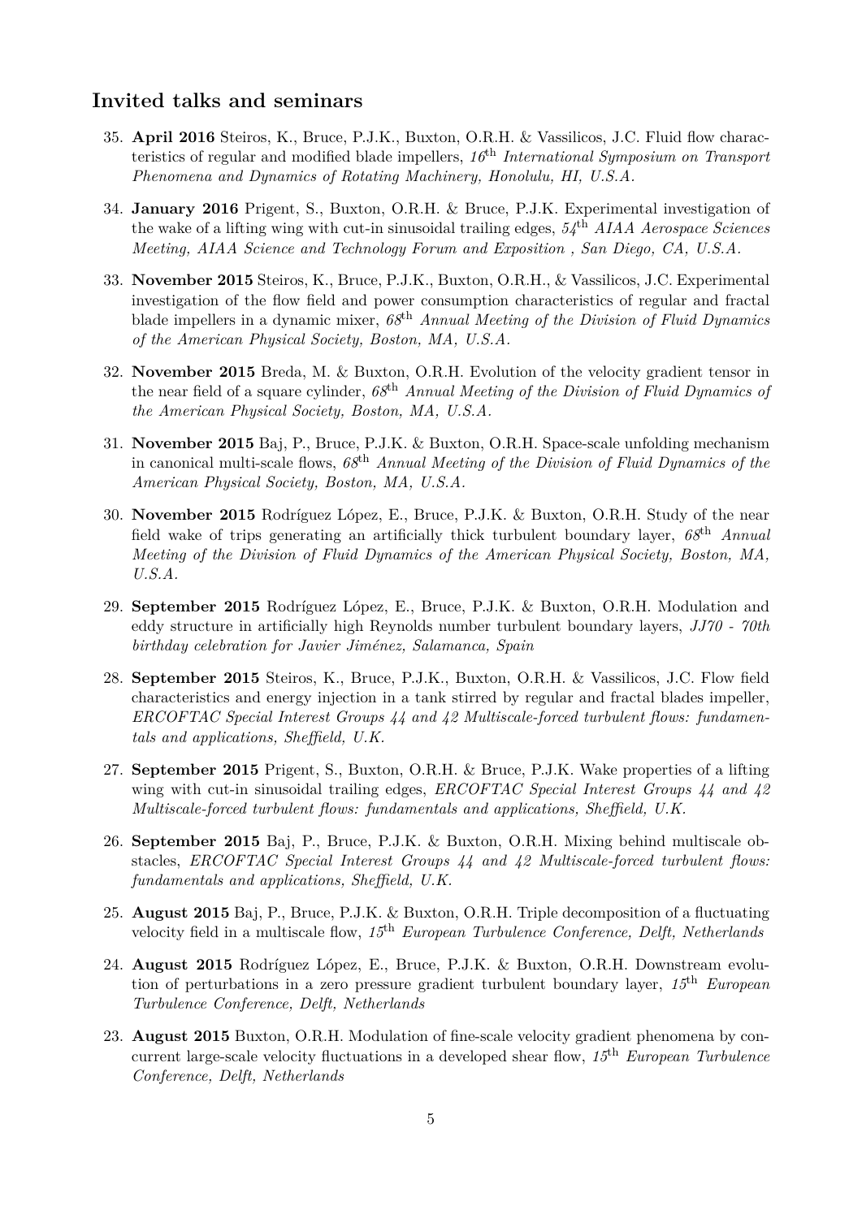## Invited talks and seminars

35. **April 2016** Steiros, K., Bruce, P.J.K., Buxton, O.R.H. & Vassilicos, J.C. Fluid flow characteristics of regular and modified blade impellers, *16th International Symposium on Transport Phenomena and Dynamics of Rotating Machinery, Honolulu, HI, U.S.A.*

34. **January 2016** Prigent, S., Buxton, O.R.H. & Bruce, P.J.K. Experimental investigation of the wake of a lifting wing with cut-in sinusoidal trailing edges, *54th AIAA Aerospace Sciences Meeting, AIAA Science and Technology Forum and Exposition , San Diego, CA, U.S.A.*

33. **November 2015** Steiros, K., Bruce, P.J.K., Buxton, O.R.H., & Vassilicos, J.C. Experimental investigation of the flow field and power consumption characteristics of regular and fractal blade impellers in a dynamic mixer, *68th Annual Meeting of the Division of Fluid Dynamics of the American Physical Society, Boston, MA, U.S.A.*

32. **November 2015** Breda, M. & Buxton, O.R.H. Evolution of the velocity gradient tensor in the near field of a square cylinder, *68th Annual Meeting of the Division of Fluid Dynamics of the American Physical Society, Boston, MA, U.S.A.*

31. **November 2015** Baj, P., Bruce, P.J.K. & Buxton, O.R.H. Space-scale unfolding mechanism in canonical multi-scale flows, *68th Annual Meeting of the Division of Fluid Dynamics of the American Physical Society, Boston, MA, U.S.A.*

30. **November 2015** Rodríguez López, E., Bruce, P.J.K. & Buxton, O.R.H. Study of the near field wake of trips generating an artificially thick turbulent boundary layer, *68th Annual Meeting of the Division of Fluid Dynamics of the American Physical Society, Boston, MA, U.S.A.*

29. **September 2015** Rodríguez López, E., Bruce, P.J.K. & Buxton, O.R.H. Modulation and eddy structure in artificially high Reynolds number turbulent boundary layers, *JJ70 - 70th birthday celebration for Javier Jiménez, Salamanca, Spain*

28. **September 2015** Steiros, K., Bruce, P.J.K., Buxton, O.R.H. & Vassilicos, J.C. Flow field characteristics and energy injection in a tank stirred by regular and fractal blades impeller, *ERCOFTAC Special Interest Groups 44 and 42 Multiscale-forced turbulent flows: fundamentals and applications, Sheffield, U.K.*

27. **September 2015** Prigent, S., Buxton, O.R.H. & Bruce, P.J.K. Wake properties of a lifting wing with cut-in sinusoidal trailing edges, *ERCOFTAC Special Interest Groups 44 and 42 Multiscale-forced turbulent flows: fundamentals and applications, Sheffield, U.K.*

26. **September 2015** Baj, P., Bruce, P.J.K. & Buxton, O.R.H. Mixing behind multiscale obstacles, *ERCOFTAC Special Interest Groups 44 and 42 Multiscale-forced turbulent flows: fundamentals and applications, Sheffield, U.K.*

25. **August 2015** Baj, P., Bruce, P.J.K. & Buxton, O.R.H. Triple decomposition of a fluctuating velocity field in a multiscale flow, *15th European Turbulence Conference, Delft, Netherlands*

24. **August 2015** Rodríguez López, E., Bruce, P.J.K. & Buxton, O.R.H. Downstream evolution of perturbations in a zero pressure gradient turbulent boundary layer, *15th European Turbulence Conference, Delft, Netherlands*

23. **August 2015** Buxton, O.R.H. Modulation of fine-scale velocity gradient phenomena by concurrent large-scale velocity fluctuations in a developed shear flow, *15th European Turbulence Conference, Delft, Netherlands*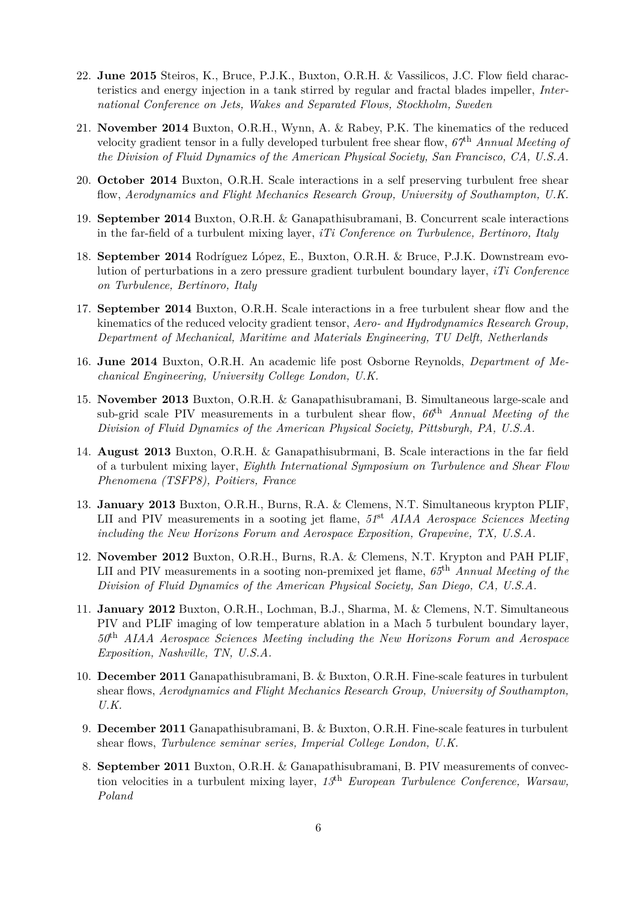22. **June 2015** Steiros, K., Bruce, P.J.K., Buxton, O.R.H. & Vassilicos, J.C. Flow field characteristics and energy injection in a tank stirred by regular and fractal blades impeller, *International Conference on Jets, Wakes and Separated Flows, Stockholm, Sweden*

21. **November 2014** Buxton, O.R.H., Wynn, A. & Rabey, P.K. The kinematics of the reduced velocity gradient tensor in a fully developed turbulent free shear flow, *67th Annual Meeting of the Division of Fluid Dynamics of the American Physical Society, San Francisco, CA, U.S.A.*

20. **October 2014** Buxton, O.R.H. Scale interactions in a self preserving turbulent free shear flow, *Aerodynamics and Flight Mechanics Research Group, University of Southampton, U.K.*

19. **September 2014** Buxton, O.R.H. & Ganapathisubramani, B. Concurrent scale interactions in the far-field of a turbulent mixing layer, *iTi Conference on Turbulence, Bertinoro, Italy*

18. **September 2014** Rodríguez López, E., Buxton, O.R.H. & Bruce, P.J.K. Downstream evolution of perturbations in a zero pressure gradient turbulent boundary layer, *iTi Conference on Turbulence, Bertinoro, Italy*

17. **September 2014** Buxton, O.R.H. Scale interactions in a free turbulent shear flow and the kinematics of the reduced velocity gradient tensor, *Aero- and Hydrodynamics Research Group, Department of Mechanical, Maritime and Materials Engineering, TU Delft, Netherlands*

16. **June 2014** Buxton, O.R.H. An academic life post Osborne Reynolds, *Department of Mechanical Engineering, University College London, U.K.*

15. **November 2013** Buxton, O.R.H. & Ganapathisubramani, B. Simultaneous large-scale and sub-grid scale PIV measurements in a turbulent shear flow, *66th Annual Meeting of the Division of Fluid Dynamics of the American Physical Society, Pittsburgh, PA, U.S.A.*

14. **August 2013** Buxton, O.R.H. & Ganapathisubrmani, B. Scale interactions in the far field of a turbulent mixing layer, *Eighth International Symposium on Turbulence and Shear Flow Phenomena (TSFP8), Poitiers, France*

13. **January 2013** Buxton, O.R.H., Burns, R.A. & Clemens, N.T. Simultaneous krypton PLIF, LII and PIV measurements in a sooting jet flame, *51st AIAA Aerospace Sciences Meeting including the New Horizons Forum and Aerospace Exposition, Grapevine, TX, U.S.A.*

12. **November 2012** Buxton, O.R.H., Burns, R.A. & Clemens, N.T. Krypton and PAH PLIF, LII and PIV measurements in a sooting non-premixed jet flame, *65th Annual Meeting of the Division of Fluid Dynamics of the American Physical Society, San Diego, CA, U.S.A.*

11. **January 2012** Buxton, O.R.H., Lochman, B.J., Sharma, M. & Clemens, N.T. Simultaneous PIV and PLIF imaging of low temperature ablation in a Mach 5 turbulent boundary layer, *50th AIAA Aerospace Sciences Meeting including the New Horizons Forum and Aerospace Exposition, Nashville, TN, U.S.A.*

10. **December 2011** Ganapathisubramani, B. & Buxton, O.R.H. Fine-scale features in turbulent shear flows, *Aerodynamics and Flight Mechanics Research Group, University of Southampton, U.K.*

9. **December 2011** Ganapathisubramani, B. & Buxton, O.R.H. Fine-scale features in turbulent shear flows, *Turbulence seminar series, Imperial College London, U.K.*

8. **September 2011** Buxton, O.R.H. & Ganapathisubramani, B. PIV measurements of convection velocities in a turbulent mixing layer, *13th European Turbulence Conference, Warsaw, Poland*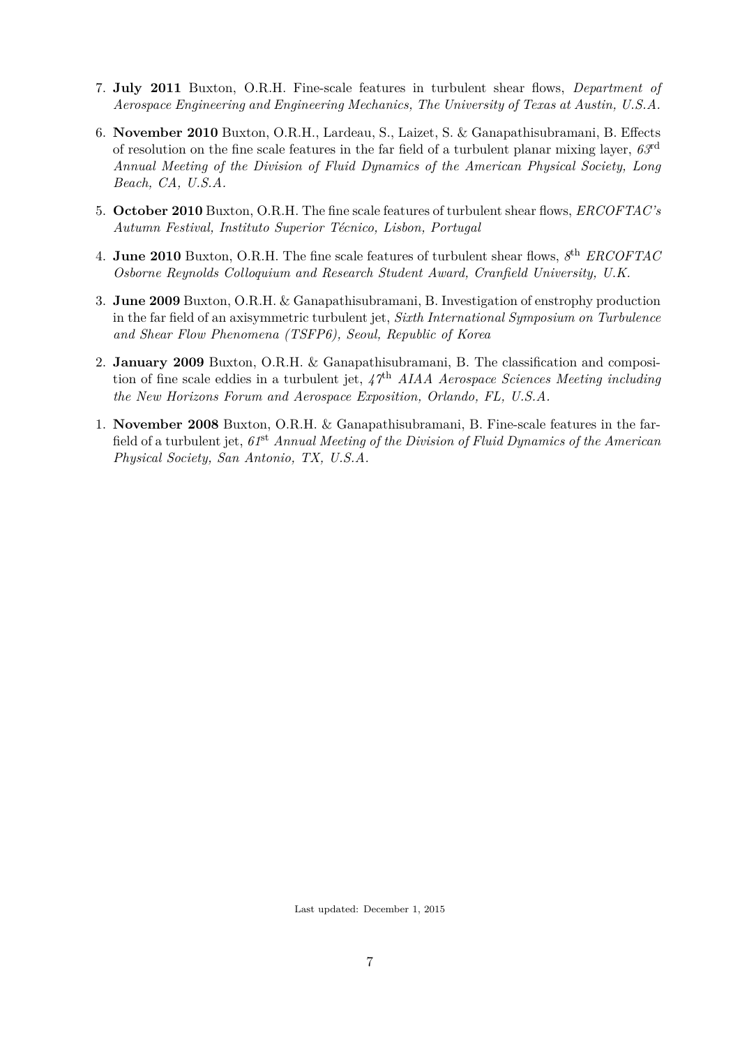7. **July 2011** Buxton, O.R.H. Fine-scale features in turbulent shear flows, *Department of Aerospace Engineering and Engineering Mechanics, The University of Texas at Austin, U.S.A.*

6. **November 2010** Buxton, O.R.H., Lardeau, S., Laizet, S. & Ganapathisubramani, B. Effects of resolution on the fine scale features in the far field of a turbulent planar mixing layer, *63*rd *Annual Meeting of the Division of Fluid Dynamics of the American Physical Society, Long Beach, CA, U.S.A.*

5. **October 2010** Buxton, O.R.H. The fine scale features of turbulent shear flows, *ERCOFTAC's Autumn Festival, Instituto Superior Técnico, Lisbon, Portugal*

4. **June 2010** Buxton, O.R.H. The fine scale features of turbulent shear flows, *8*th *ERCOFTAC Osborne Reynolds Colloquium and Research Student Award, Cranfield University, U.K.*

3. **June 2009** Buxton, O.R.H. & Ganapathisubramani, B. Investigation of enstrophy production in the far field of an axisymmetric turbulent jet, *Sixth International Symposium on Turbulence and Shear Flow Phenomena (TSFP6), Seoul, Republic of Korea*

2. **January 2009** Buxton, O.R.H. & Ganapathisubramani, B. The classification and composition of fine scale eddies in a turbulent jet, *47*th *AIAA Aerospace Sciences Meeting including the New Horizons Forum and Aerospace Exposition, Orlando, FL, U.S.A.*

1. **November 2008** Buxton, O.R.H. & Ganapathisubramani, B. Fine-scale features in the far-field of a turbulent jet, *61*st *Annual Meeting of the Division of Fluid Dynamics of the American Physical Society, San Antonio, TX, U.S.A.*

Last updated: December 1, 2015